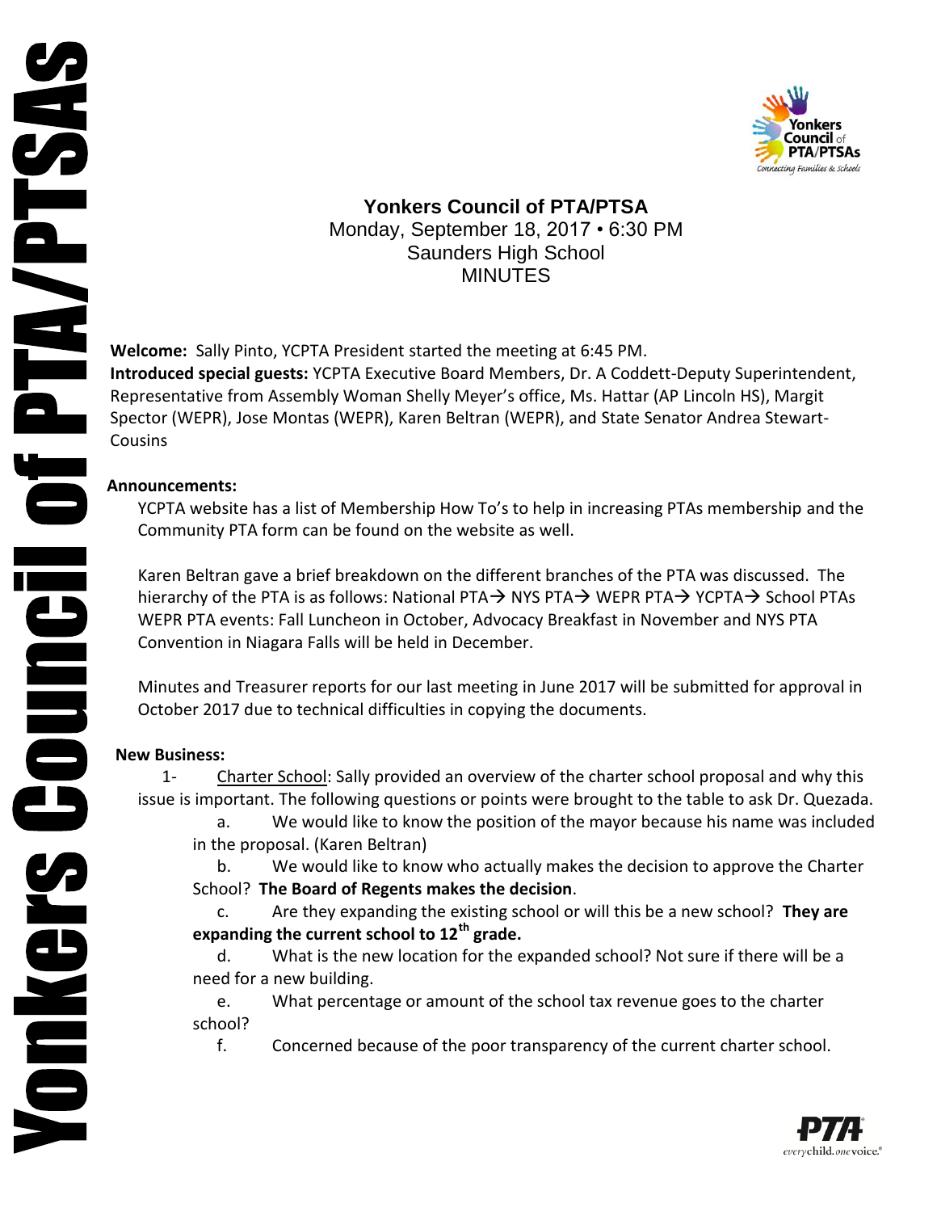# Yonkers Council of PTA/PTSA

Monday, September 18, 2017 • 6:30 PM
Saunders High School
MINUTES

**Welcome:** Sally Pinto, YCPTA President started the meeting at 6:45 PM.
**Introduced special guests:** YCPTA Executive Board Members, Dr. A Coddett-Deputy Superintendent, Representative from Assembly Woman Shelly Meyer's office, Ms. Hattar (AP Lincoln HS), Margit Spector (WEPR), Jose Montas (WEPR), Karen Beltran (WEPR), and State Senator Andrea Stewart-Cousins

**Announcements:**

YCPTA website has a list of Membership How To's to help in increasing PTAs membership and the Community PTA form can be found on the website as well.

Karen Beltran gave a brief breakdown on the different branches of the PTA was discussed. The hierarchy of the PTA is as follows: National PTA→ NYS PTA→ WEPR PTA→ YCPTA→ School PTAs WEPR PTA events: Fall Luncheon in October, Advocacy Breakfast in November and NYS PTA Convention in Niagara Falls will be held in December.

Minutes and Treasurer reports for our last meeting in June 2017 will be submitted for approval in October 2017 due to technical difficulties in copying the documents.

**New Business:**

1- Charter School: Sally provided an overview of the charter school proposal and why this issue is important. The following questions or points were brought to the table to ask Dr. Quezada.

a. We would like to know the position of the mayor because his name was included in the proposal. (Karen Beltran)

b. We would like to know who actually makes the decision to approve the Charter School? **The Board of Regents makes the decision**.

c. Are they expanding the existing school or will this be a new school? **They are expanding the current school to 12th grade.**

d. What is the new location for the expanded school? Not sure if there will be a need for a new building.

e. What percentage or amount of the school tax revenue goes to the charter school?

f. Concerned because of the poor transparency of the current charter school.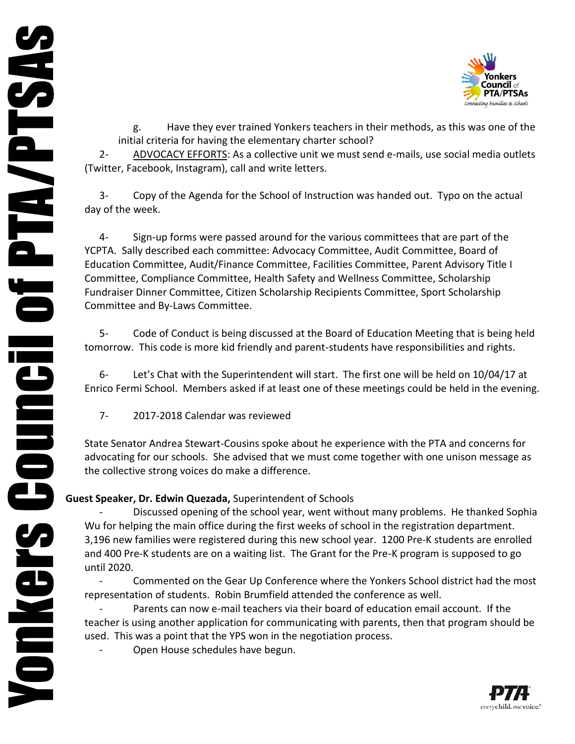g. Have they ever trained Yonkers teachers in their methods, as this was one of the initial criteria for having the elementary charter school?

2- ADVOCACY EFFORTS: As a collective unit we must send e-mails, use social media outlets (Twitter, Facebook, Instagram), call and write letters.

3- Copy of the Agenda for the School of Instruction was handed out. Typo on the actual day of the week.

4- Sign-up forms were passed around for the various committees that are part of the YCPTA. Sally described each committee: Advocacy Committee, Audit Committee, Board of Education Committee, Audit/Finance Committee, Facilities Committee, Parent Advisory Title I Committee, Compliance Committee, Health Safety and Wellness Committee, Scholarship Fundraiser Dinner Committee, Citizen Scholarship Recipients Committee, Sport Scholarship Committee and By-Laws Committee.

5- Code of Conduct is being discussed at the Board of Education Meeting that is being held tomorrow. This code is more kid friendly and parent-students have responsibilities and rights.

6- Let's Chat with the Superintendent will start. The first one will be held on 10/04/17 at Enrico Fermi School. Members asked if at least one of these meetings could be held in the evening.

7- 2017-2018 Calendar was reviewed

State Senator Andrea Stewart-Cousins spoke about he experience with the PTA and concerns for advocating for our schools. She advised that we must come together with one unison message as the collective strong voices do make a difference.

**Guest Speaker, Dr. Edwin Quezada,** Superintendent of Schools

- Discussed opening of the school year, went without many problems. He thanked Sophia Wu for helping the main office during the first weeks of school in the registration department. 3,196 new families were registered during this new school year. 1200 Pre-K students are enrolled and 400 Pre-K students are on a waiting list. The Grant for the Pre-K program is supposed to go until 2020.
- Commented on the Gear Up Conference where the Yonkers School district had the most representation of students. Robin Brumfield attended the conference as well.
- Parents can now e-mail teachers via their board of education email account. If the teacher is using another application for communicating with parents, then that program should be used. This was a point that the YPS won in the negotiation process.
- Open House schedules have begun.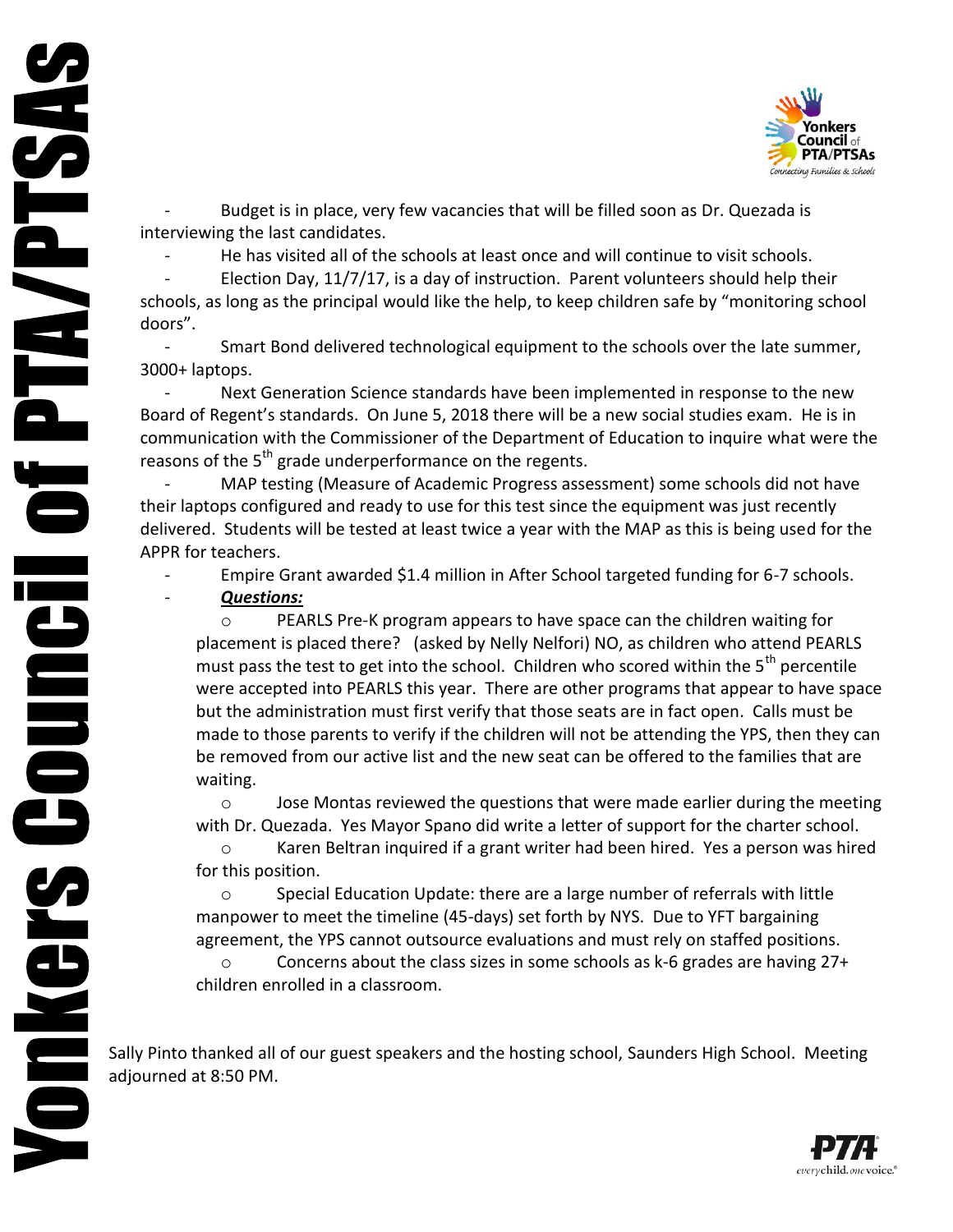- Budget is in place, very few vacancies that will be filled soon as Dr. Quezada is interviewing the last candidates.
- He has visited all of the schools at least once and will continue to visit schools.
- Election Day, 11/7/17, is a day of instruction. Parent volunteers should help their schools, as long as the principal would like the help, to keep children safe by "monitoring school doors".
- Smart Bond delivered technological equipment to the schools over the late summer, 3000+ laptops.
- Next Generation Science standards have been implemented in response to the new Board of Regent's standards. On June 5, 2018 there will be a new social studies exam. He is in communication with the Commissioner of the Department of Education to inquire what were the reasons of the 5th grade underperformance on the regents.
- MAP testing (Measure of Academic Progress assessment) some schools did not have their laptops configured and ready to use for this test since the equipment was just recently delivered. Students will be tested at least twice a year with the MAP as this is being used for the APPR for teachers.
- Empire Grant awarded $1.4 million in After School targeted funding for 6-7 schools.
- ***Questions:***
  - PEARLS Pre-K program appears to have space can the children waiting for placement is placed there? (asked by Nelly Nelfori) NO, as children who attend PEARLS must pass the test to get into the school. Children who scored within the 5th percentile were accepted into PEARLS this year. There are other programs that appear to have space but the administration must first verify that those seats are in fact open. Calls must be made to those parents to verify if the children will not be attending the YPS, then they can be removed from our active list and the new seat can be offered to the families that are waiting.
  - Jose Montas reviewed the questions that were made earlier during the meeting with Dr. Quezada. Yes Mayor Spano did write a letter of support for the charter school.
  - Karen Beltran inquired if a grant writer had been hired. Yes a person was hired for this position.
  - Special Education Update: there are a large number of referrals with little manpower to meet the timeline (45-days) set forth by NYS. Due to YFT bargaining agreement, the YPS cannot outsource evaluations and must rely on staffed positions.
  - Concerns about the class sizes in some schools as k-6 grades are having 27+ children enrolled in a classroom.

Sally Pinto thanked all of our guest speakers and the hosting school, Saunders High School. Meeting adjourned at 8:50 PM.